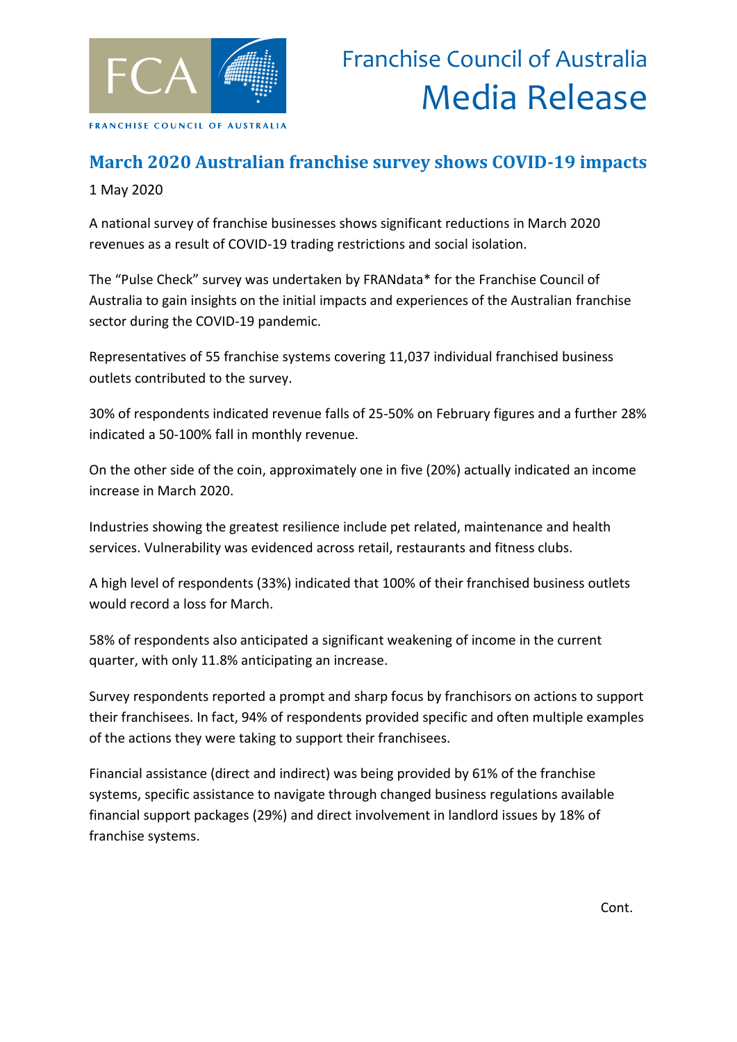Franchise Council of Australia

Media Release

## March 2020 Australian franchise survey shows COVID-19 impacts

1 May 2020

A national survey of franchise businesses shows significant reductions in March 2020 revenues as a result of COVID-19 trading restrictions and social isolation.

The "Pulse Check" survey was undertaken by FRANdata* for the Franchise Council of Australia to gain insights on the initial impacts and experiences of the Australian franchise sector during the COVID-19 pandemic.

Representatives of 55 franchise systems covering 11,037 individual franchised business outlets contributed to the survey.

30% of respondents indicated revenue falls of 25-50% on February figures and a further 28% indicated a 50-100% fall in monthly revenue.

On the other side of the coin, approximately one in five (20%) actually indicated an income increase in March 2020.

Industries showing the greatest resilience include pet related, maintenance and health services. Vulnerability was evidenced across retail, restaurants and fitness clubs.

A high level of respondents (33%) indicated that 100% of their franchised business outlets would record a loss for March.

58% of respondents also anticipated a significant weakening of income in the current quarter, with only 11.8% anticipating an increase.

Survey respondents reported a prompt and sharp focus by franchisors on actions to support their franchisees. In fact, 94% of respondents provided specific and often multiple examples of the actions they were taking to support their franchisees.

Financial assistance (direct and indirect) was being provided by 61% of the franchise systems, specific assistance to navigate through changed business regulations available financial support packages (29%) and direct involvement in landlord issues by 18% of franchise systems.

Cont.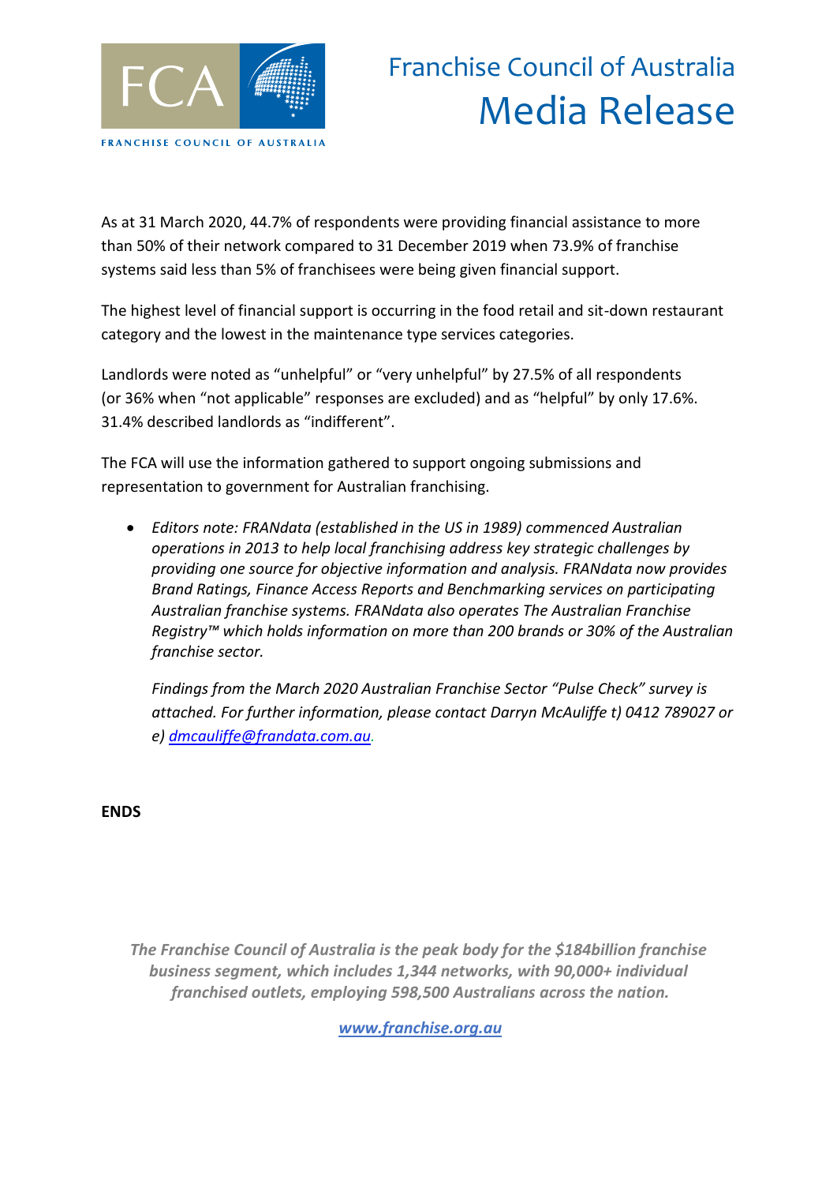Franchise Council of Australia
Media Release

As at 31 March 2020, 44.7% of respondents were providing financial assistance to more than 50% of their network compared to 31 December 2019 when 73.9% of franchise systems said less than 5% of franchisees were being given financial support.

The highest level of financial support is occurring in the food retail and sit-down restaurant category and the lowest in the maintenance type services categories.

Landlords were noted as "unhelpful" or "very unhelpful" by 27.5% of all respondents (or 36% when "not applicable" responses are excluded) and as "helpful" by only 17.6%. 31.4% described landlords as "indifferent".

The FCA will use the information gathered to support ongoing submissions and representation to government for Australian franchising.

- *Editors note: FRANdata (established in the US in 1989) commenced Australian operations in 2013 to help local franchising address key strategic challenges by providing one source for objective information and analysis. FRANdata now provides Brand Ratings, Finance Access Reports and Benchmarking services on participating Australian franchise systems. FRANdata also operates The Australian Franchise Registry™ which holds information on more than 200 brands or 30% of the Australian franchise sector.*

  *Findings from the March 2020 Australian Franchise Sector "Pulse Check" survey is attached. For further information, please contact Darryn McAuliffe t) 0412 789027 or e) dmcauliffe@frandata.com.au.*

**ENDS**

***The Franchise Council of Australia is the peak body for the $184billion franchise business segment, which includes 1,344 networks, with 90,000+ individual franchised outlets, employing 598,500 Australians across the nation.***

***www.franchise.org.au***